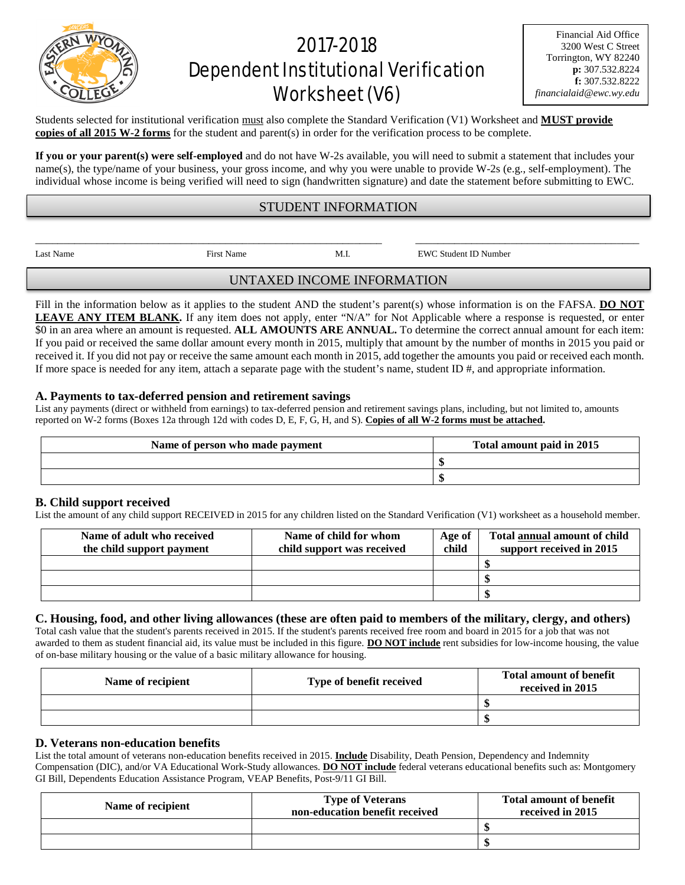# 2017-2018 Dependent Institutional Verification Worksheet (V6)

Financial Aid Office
3200 West C Street
Torrington, WY 82240
**p:** 307.532.8224
**f:** 307.532.8222
*financialaid@ewc.wy.edu*

Students selected for institutional verification must also complete the Standard Verification (V1) Worksheet and **MUST provide copies of all 2015 W-2 forms** for the student and parent(s) in order for the verification process to be complete.

**If you or your parent(s) were self-employed** and do not have W-2s available, you will need to submit a statement that includes your name(s), the type/name of your business, your gross income, and why you were unable to provide W-2s (e.g., self-employment). The individual whose income is being verified will need to sign (handwritten signature) and date the statement before submitting to EWC.

## STUDENT INFORMATION

______________________________________________________ ________________________________

Last Name First Name M.I. EWC Student ID Number

## UNTAXED INCOME INFORMATION

Fill in the information below as it applies to the student AND the student's parent(s) whose information is on the FAFSA. **DO NOT LEAVE ANY ITEM BLANK.** If any item does not apply, enter "N/A" for Not Applicable where a response is requested, or enter $0 in an area where an amount is requested. **ALL AMOUNTS ARE ANNUAL.** To determine the correct annual amount for each item: If you paid or received the same dollar amount every month in 2015, multiply that amount by the number of months in 2015 you paid or received it. If you did not pay or receive the same amount each month in 2015, add together the amounts you paid or received each month. If more space is needed for any item, attach a separate page with the student's name, student ID #, and appropriate information.

### A. Payments to tax-deferred pension and retirement savings

List any payments (direct or withheld from earnings) to tax-deferred pension and retirement savings plans, including, but not limited to, amounts reported on W-2 forms (Boxes 12a through 12d with codes D, E, F, G, H, and S). **Copies of all W-2 forms must be attached.**

| Name of person who made payment | Total amount paid in 2015 |
|---|---|
| | $ |
| | $ |

### B. Child support received

List the amount of any child support RECEIVED in 2015 for any children listed on the Standard Verification (V1) worksheet as a household member.

| Name of adult who received the child support payment | Name of child for whom child support was received | Age of child | Total annual amount of child support received in 2015 |
|---|---|---|---|
| | | | $ |
| | | | $ |
| | | | $ |

### C. Housing, food, and other living allowances (these are often paid to members of the military, clergy, and others)

Total cash value that the student's parents received in 2015. If the student's parents received free room and board in 2015 for a job that was not awarded to them as student financial aid, its value must be included in this figure. **DO NOT include** rent subsidies for low-income housing, the value of on-base military housing or the value of a basic military allowance for housing.

| Name of recipient | Type of benefit received | Total amount of benefit received in 2015 |
|---|---|---|
| | | $ |
| | | $ |

### D. Veterans non-education benefits

List the total amount of veterans non-education benefits received in 2015. **Include** Disability, Death Pension, Dependency and Indemnity Compensation (DIC), and/or VA Educational Work-Study allowances. **DO NOT include** federal veterans educational benefits such as: Montgomery GI Bill, Dependents Education Assistance Program, VEAP Benefits, Post-9/11 GI Bill.

| Name of recipient | Type of Veterans non-education benefit received | Total amount of benefit received in 2015 |
|---|---|---|
| | | $ |
| | | $ |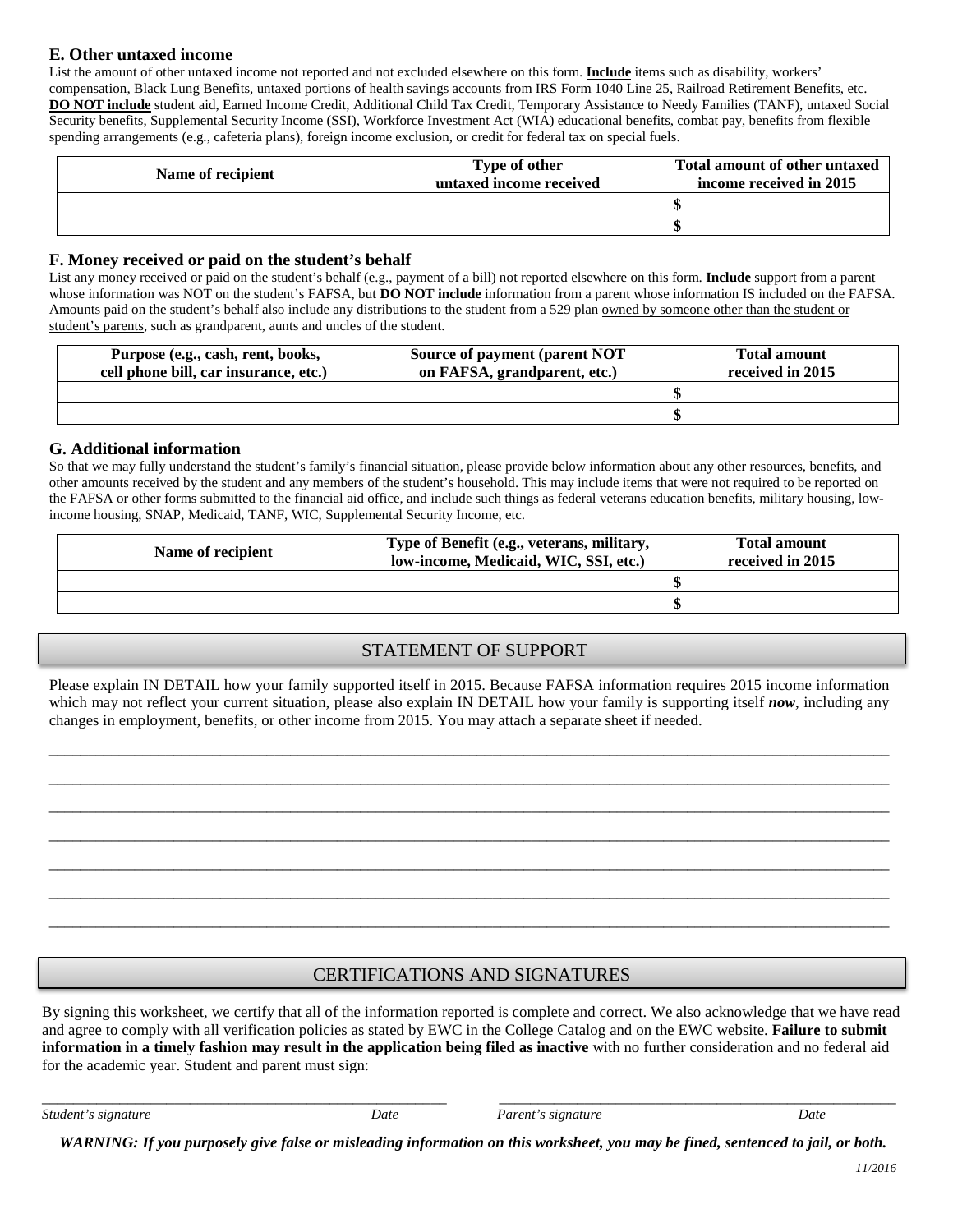### E. Other untaxed income

List the amount of other untaxed income not reported and not excluded elsewhere on this form. **Include** items such as disability, workers' compensation, Black Lung Benefits, untaxed portions of health savings accounts from IRS Form 1040 Line 25, Railroad Retirement Benefits, etc. **DO NOT include** student aid, Earned Income Credit, Additional Child Tax Credit, Temporary Assistance to Needy Families (TANF), untaxed Social Security benefits, Supplemental Security Income (SSI), Workforce Investment Act (WIA) educational benefits, combat pay, benefits from flexible spending arrangements (e.g., cafeteria plans), foreign income exclusion, or credit for federal tax on special fuels.

| Name of recipient | Type of other untaxed income received | Total amount of other untaxed income received in 2015 |
|---|---|---|
| | | $ |
| | | $ |

### F. Money received or paid on the student's behalf

List any money received or paid on the student's behalf (e.g., payment of a bill) not reported elsewhere on this form. **Include** support from a parent whose information was NOT on the student's FAFSA, but **DO NOT include** information from a parent whose information IS included on the FAFSA. Amounts paid on the student's behalf also include any distributions to the student from a 529 plan owned by someone other than the student or student's parents, such as grandparent, aunts and uncles of the student.

| Purpose (e.g., cash, rent, books, cell phone bill, car insurance, etc.) | Source of payment (parent NOT on FAFSA, grandparent, etc.) | Total amount received in 2015 |
|---|---|---|
| | | $ |
| | | $ |

### G. Additional information

So that we may fully understand the student's family's financial situation, please provide below information about any other resources, benefits, and other amounts received by the student and any members of the student's household. This may include items that were not required to be reported on the FAFSA or other forms submitted to the financial aid office, and include such things as federal veterans education benefits, military housing, low-income housing, SNAP, Medicaid, TANF, WIC, Supplemental Security Income, etc.

| Name of recipient | Type of Benefit (e.g., veterans, military, low-income, Medicaid, WIC, SSI, etc.) | Total amount received in 2015 |
|---|---|---|
| | | $ |
| | | $ |

## STATEMENT OF SUPPORT

Please explain IN DETAIL how your family supported itself in 2015. Because FAFSA information requires 2015 income information which may not reflect your current situation, please also explain IN DETAIL how your family is supporting itself ***now***, including any changes in employment, benefits, or other income from 2015. You may attach a separate sheet if needed.

______________________________________________________________________________

______________________________________________________________________________

______________________________________________________________________________

______________________________________________________________________________

______________________________________________________________________________

______________________________________________________________________________

______________________________________________________________________________

## CERTIFICATIONS AND SIGNATURES

By signing this worksheet, we certify that all of the information reported is complete and correct. We also acknowledge that we have read and agree to comply with all verification policies as stated by EWC in the College Catalog and on the EWC website. **Failure to submit information in a timely fashion may result in the application being filed as inactive** with no further consideration and no federal aid for the academic year. Student and parent must sign:

______________________________________ ______________________________________

*Student's signature* *Date* *Parent's signature* *Date*

***WARNING: If you purposely give false or misleading information on this worksheet, you may be fined, sentenced to jail, or both.***

*11/2016*